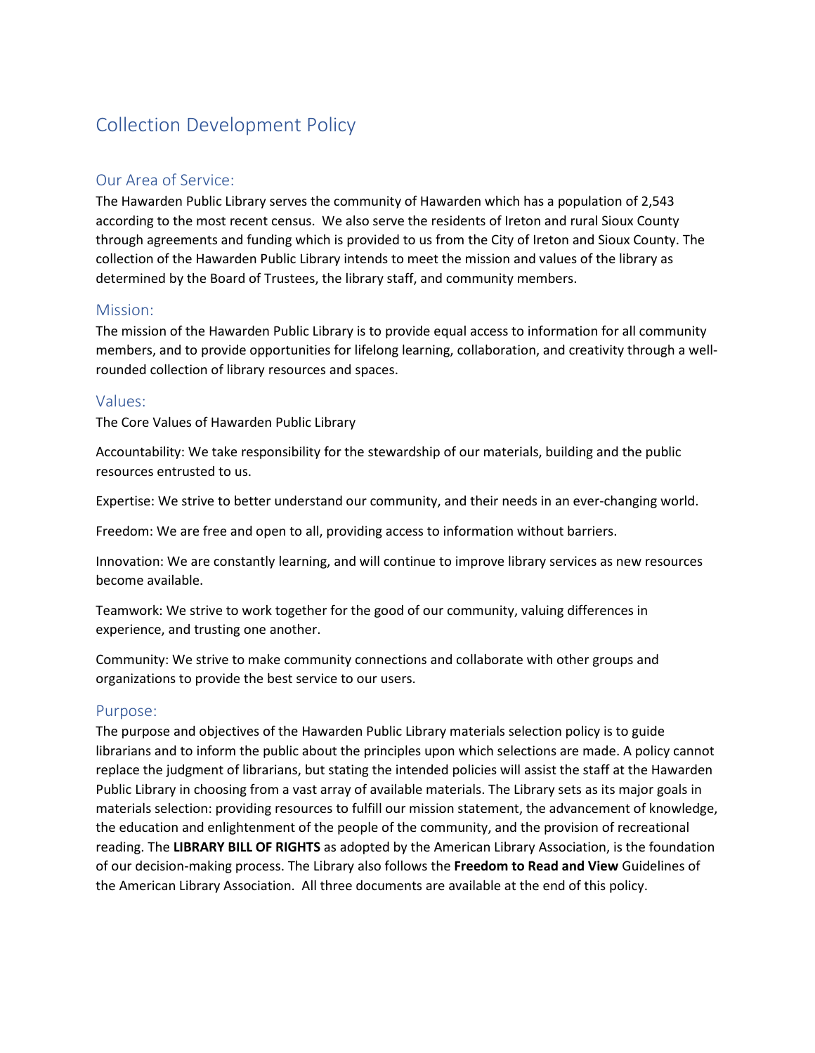# Collection Development Policy

## Our Area of Service:

The Hawarden Public Library serves the community of Hawarden which has a population of 2,543 according to the most recent census. We also serve the residents of Ireton and rural Sioux County through agreements and funding which is provided to us from the City of Ireton and Sioux County. The collection of the Hawarden Public Library intends to meet the mission and values of the library as determined by the Board of Trustees, the library staff, and community members.

## Mission:

The mission of the Hawarden Public Library is to provide equal access to information for all community members, and to provide opportunities for lifelong learning, collaboration, and creativity through a well-rounded collection of library resources and spaces.

## Values:

The Core Values of Hawarden Public Library

Accountability: We take responsibility for the stewardship of our materials, building and the public resources entrusted to us.

Expertise: We strive to better understand our community, and their needs in an ever-changing world.

Freedom: We are free and open to all, providing access to information without barriers.

Innovation: We are constantly learning, and will continue to improve library services as new resources become available.

Teamwork: We strive to work together for the good of our community, valuing differences in experience, and trusting one another.

Community: We strive to make community connections and collaborate with other groups and organizations to provide the best service to our users.

## Purpose:

The purpose and objectives of the Hawarden Public Library materials selection policy is to guide librarians and to inform the public about the principles upon which selections are made. A policy cannot replace the judgment of librarians, but stating the intended policies will assist the staff at the Hawarden Public Library in choosing from a vast array of available materials. The Library sets as its major goals in materials selection: providing resources to fulfill our mission statement, the advancement of knowledge, the education and enlightenment of the people of the community, and the provision of recreational reading. The **LIBRARY BILL OF RIGHTS** as adopted by the American Library Association, is the foundation of our decision-making process. The Library also follows the **Freedom to Read and View** Guidelines of the American Library Association. All three documents are available at the end of this policy.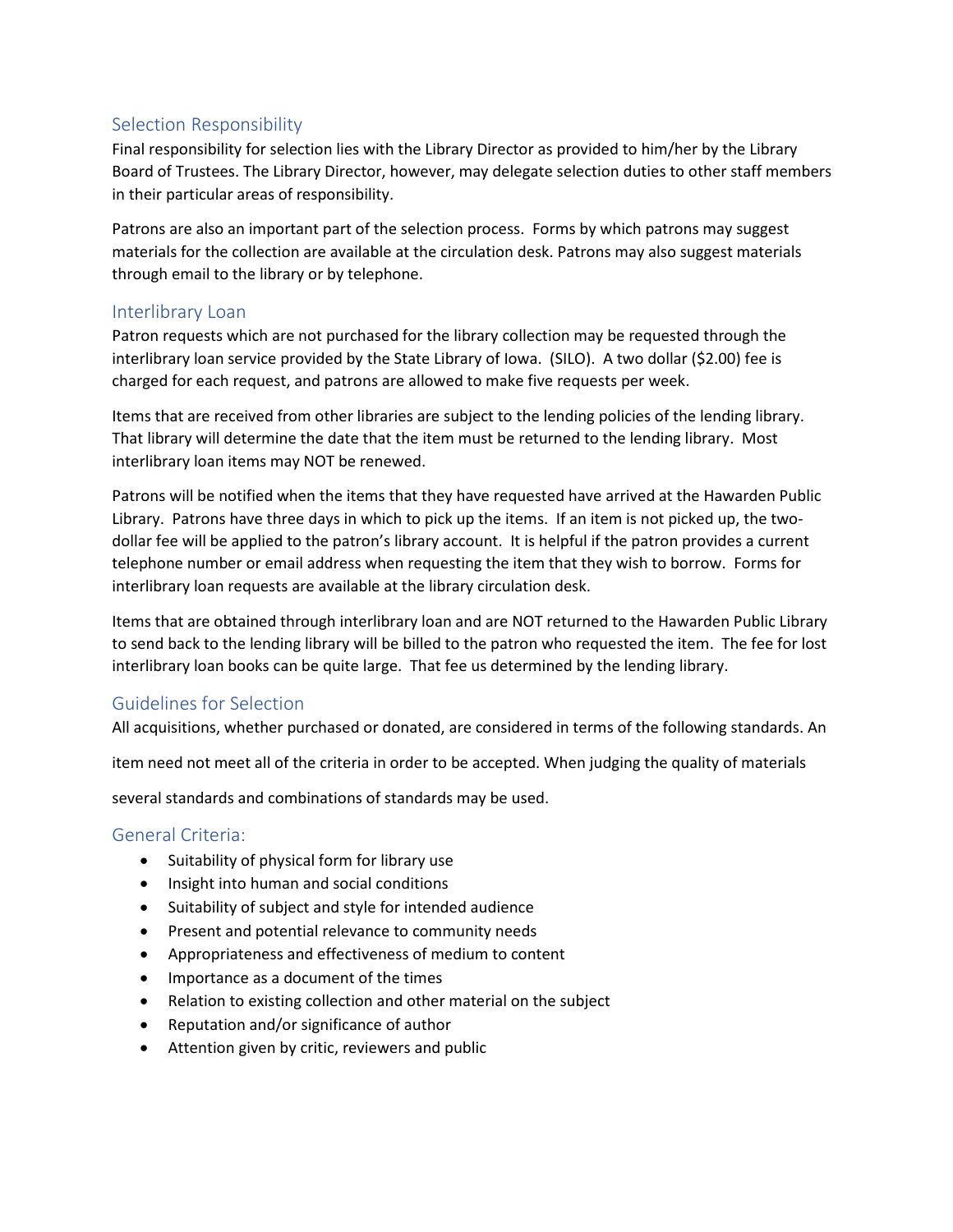## Selection Responsibility

Final responsibility for selection lies with the Library Director as provided to him/her by the Library Board of Trustees. The Library Director, however, may delegate selection duties to other staff members in their particular areas of responsibility.

Patrons are also an important part of the selection process. Forms by which patrons may suggest materials for the collection are available at the circulation desk. Patrons may also suggest materials through email to the library or by telephone.

## Interlibrary Loan

Patron requests which are not purchased for the library collection may be requested through the interlibrary loan service provided by the State Library of Iowa. (SILO). A two dollar ($2.00) fee is charged for each request, and patrons are allowed to make five requests per week.

Items that are received from other libraries are subject to the lending policies of the lending library. That library will determine the date that the item must be returned to the lending library. Most interlibrary loan items may NOT be renewed.

Patrons will be notified when the items that they have requested have arrived at the Hawarden Public Library. Patrons have three days in which to pick up the items. If an item is not picked up, the two-dollar fee will be applied to the patron's library account. It is helpful if the patron provides a current telephone number or email address when requesting the item that they wish to borrow. Forms for interlibrary loan requests are available at the library circulation desk.

Items that are obtained through interlibrary loan and are NOT returned to the Hawarden Public Library to send back to the lending library will be billed to the patron who requested the item. The fee for lost interlibrary loan books can be quite large. That fee us determined by the lending library.

## Guidelines for Selection

All acquisitions, whether purchased or donated, are considered in terms of the following standards. An item need not meet all of the criteria in order to be accepted. When judging the quality of materials several standards and combinations of standards may be used.

## General Criteria:

- Suitability of physical form for library use
- Insight into human and social conditions
- Suitability of subject and style for intended audience
- Present and potential relevance to community needs
- Appropriateness and effectiveness of medium to content
- Importance as a document of the times
- Relation to existing collection and other material on the subject
- Reputation and/or significance of author
- Attention given by critic, reviewers and public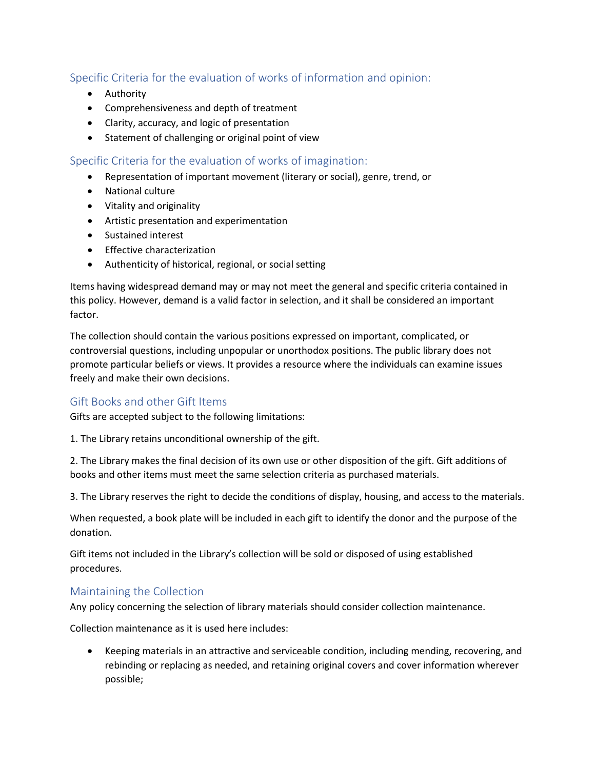### Specific Criteria for the evaluation of works of information and opinion:

- Authority
- Comprehensiveness and depth of treatment
- Clarity, accuracy, and logic of presentation
- Statement of challenging or original point of view

### Specific Criteria for the evaluation of works of imagination:

- Representation of important movement (literary or social), genre, trend, or
- National culture
- Vitality and originality
- Artistic presentation and experimentation
- Sustained interest
- Effective characterization
- Authenticity of historical, regional, or social setting

Items having widespread demand may or may not meet the general and specific criteria contained in this policy. However, demand is a valid factor in selection, and it shall be considered an important factor.

The collection should contain the various positions expressed on important, complicated, or controversial questions, including unpopular or unorthodox positions. The public library does not promote particular beliefs or views. It provides a resource where the individuals can examine issues freely and make their own decisions.

### Gift Books and other Gift Items

Gifts are accepted subject to the following limitations:

1. The Library retains unconditional ownership of the gift.

2. The Library makes the final decision of its own use or other disposition of the gift. Gift additions of books and other items must meet the same selection criteria as purchased materials.

3. The Library reserves the right to decide the conditions of display, housing, and access to the materials.

When requested, a book plate will be included in each gift to identify the donor and the purpose of the donation.

Gift items not included in the Library's collection will be sold or disposed of using established procedures.

### Maintaining the Collection

Any policy concerning the selection of library materials should consider collection maintenance.

Collection maintenance as it is used here includes:

- Keeping materials in an attractive and serviceable condition, including mending, recovering, and rebinding or replacing as needed, and retaining original covers and cover information wherever possible;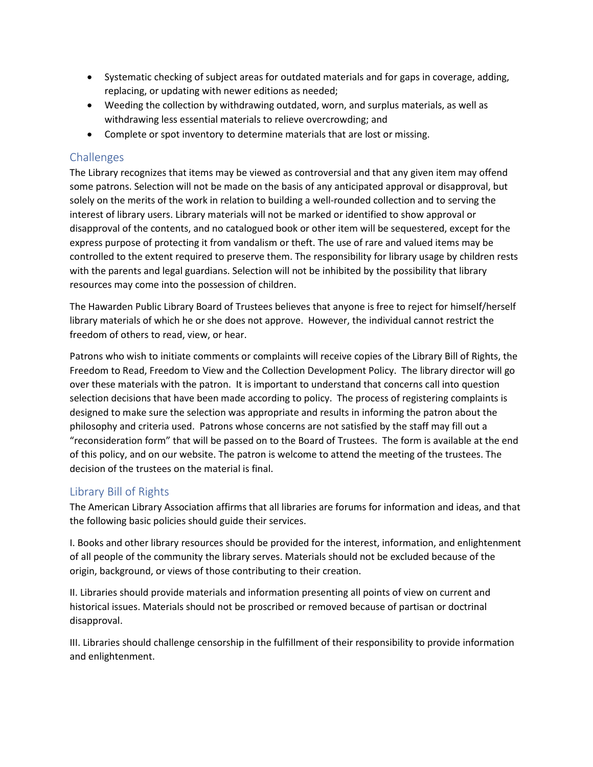- Systematic checking of subject areas for outdated materials and for gaps in coverage, adding, replacing, or updating with newer editions as needed;
- Weeding the collection by withdrawing outdated, worn, and surplus materials, as well as withdrawing less essential materials to relieve overcrowding; and
- Complete or spot inventory to determine materials that are lost or missing.

## Challenges

The Library recognizes that items may be viewed as controversial and that any given item may offend some patrons. Selection will not be made on the basis of any anticipated approval or disapproval, but solely on the merits of the work in relation to building a well-rounded collection and to serving the interest of library users. Library materials will not be marked or identified to show approval or disapproval of the contents, and no catalogued book or other item will be sequestered, except for the express purpose of protecting it from vandalism or theft. The use of rare and valued items may be controlled to the extent required to preserve them. The responsibility for library usage by children rests with the parents and legal guardians. Selection will not be inhibited by the possibility that library resources may come into the possession of children.

The Hawarden Public Library Board of Trustees believes that anyone is free to reject for himself/herself library materials of which he or she does not approve. However, the individual cannot restrict the freedom of others to read, view, or hear.

Patrons who wish to initiate comments or complaints will receive copies of the Library Bill of Rights, the Freedom to Read, Freedom to View and the Collection Development Policy. The library director will go over these materials with the patron. It is important to understand that concerns call into question selection decisions that have been made according to policy. The process of registering complaints is designed to make sure the selection was appropriate and results in informing the patron about the philosophy and criteria used. Patrons whose concerns are not satisfied by the staff may fill out a "reconsideration form" that will be passed on to the Board of Trustees. The form is available at the end of this policy, and on our website. The patron is welcome to attend the meeting of the trustees. The decision of the trustees on the material is final.

## Library Bill of Rights

The American Library Association affirms that all libraries are forums for information and ideas, and that the following basic policies should guide their services.

I. Books and other library resources should be provided for the interest, information, and enlightenment of all people of the community the library serves. Materials should not be excluded because of the origin, background, or views of those contributing to their creation.

II. Libraries should provide materials and information presenting all points of view on current and historical issues. Materials should not be proscribed or removed because of partisan or doctrinal disapproval.

III. Libraries should challenge censorship in the fulfillment of their responsibility to provide information and enlightenment.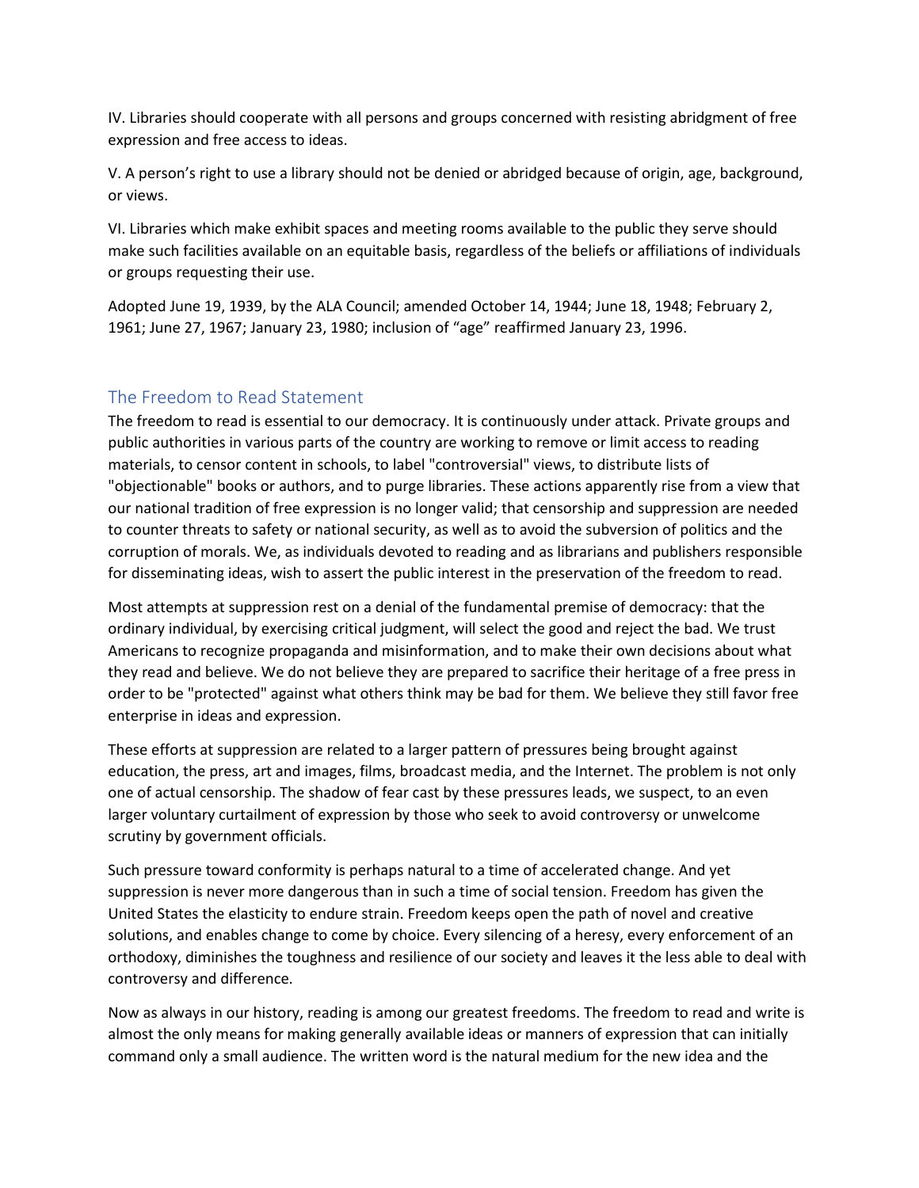IV. Libraries should cooperate with all persons and groups concerned with resisting abridgment of free expression and free access to ideas.

V. A person's right to use a library should not be denied or abridged because of origin, age, background, or views.

VI. Libraries which make exhibit spaces and meeting rooms available to the public they serve should make such facilities available on an equitable basis, regardless of the beliefs or affiliations of individuals or groups requesting their use.

Adopted June 19, 1939, by the ALA Council; amended October 14, 1944; June 18, 1948; February 2, 1961; June 27, 1967; January 23, 1980; inclusion of "age" reaffirmed January 23, 1996.

## The Freedom to Read Statement

The freedom to read is essential to our democracy. It is continuously under attack. Private groups and public authorities in various parts of the country are working to remove or limit access to reading materials, to censor content in schools, to label "controversial" views, to distribute lists of "objectionable" books or authors, and to purge libraries. These actions apparently rise from a view that our national tradition of free expression is no longer valid; that censorship and suppression are needed to counter threats to safety or national security, as well as to avoid the subversion of politics and the corruption of morals. We, as individuals devoted to reading and as librarians and publishers responsible for disseminating ideas, wish to assert the public interest in the preservation of the freedom to read.

Most attempts at suppression rest on a denial of the fundamental premise of democracy: that the ordinary individual, by exercising critical judgment, will select the good and reject the bad. We trust Americans to recognize propaganda and misinformation, and to make their own decisions about what they read and believe. We do not believe they are prepared to sacrifice their heritage of a free press in order to be "protected" against what others think may be bad for them. We believe they still favor free enterprise in ideas and expression.

These efforts at suppression are related to a larger pattern of pressures being brought against education, the press, art and images, films, broadcast media, and the Internet. The problem is not only one of actual censorship. The shadow of fear cast by these pressures leads, we suspect, to an even larger voluntary curtailment of expression by those who seek to avoid controversy or unwelcome scrutiny by government officials.

Such pressure toward conformity is perhaps natural to a time of accelerated change. And yet suppression is never more dangerous than in such a time of social tension. Freedom has given the United States the elasticity to endure strain. Freedom keeps open the path of novel and creative solutions, and enables change to come by choice. Every silencing of a heresy, every enforcement of an orthodoxy, diminishes the toughness and resilience of our society and leaves it the less able to deal with controversy and difference.

Now as always in our history, reading is among our greatest freedoms. The freedom to read and write is almost the only means for making generally available ideas or manners of expression that can initially command only a small audience. The written word is the natural medium for the new idea and the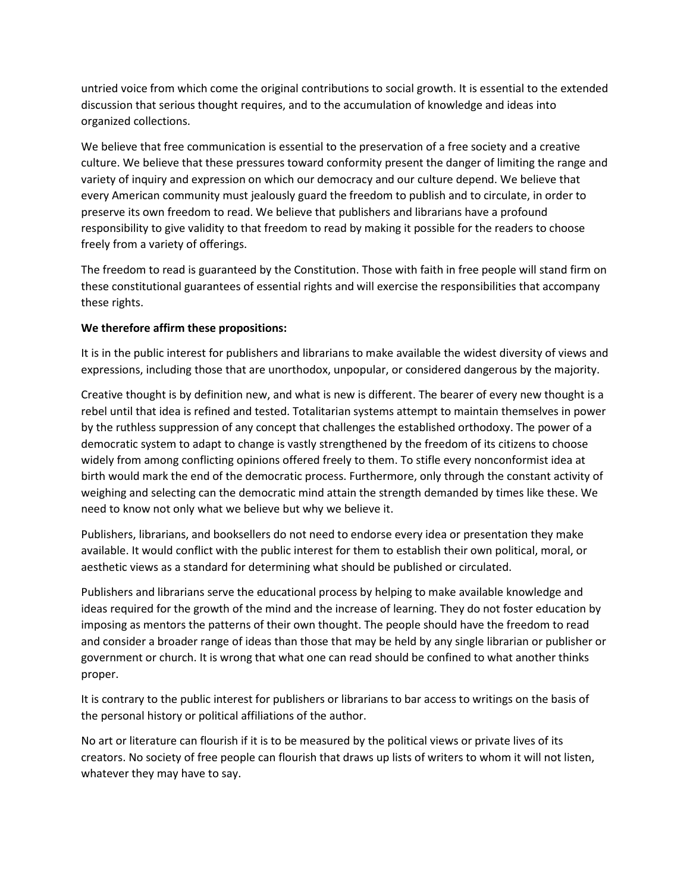untried voice from which come the original contributions to social growth. It is essential to the extended discussion that serious thought requires, and to the accumulation of knowledge and ideas into organized collections.

We believe that free communication is essential to the preservation of a free society and a creative culture. We believe that these pressures toward conformity present the danger of limiting the range and variety of inquiry and expression on which our democracy and our culture depend. We believe that every American community must jealously guard the freedom to publish and to circulate, in order to preserve its own freedom to read. We believe that publishers and librarians have a profound responsibility to give validity to that freedom to read by making it possible for the readers to choose freely from a variety of offerings.

The freedom to read is guaranteed by the Constitution. Those with faith in free people will stand firm on these constitutional guarantees of essential rights and will exercise the responsibilities that accompany these rights.

**We therefore affirm these propositions:**

It is in the public interest for publishers and librarians to make available the widest diversity of views and expressions, including those that are unorthodox, unpopular, or considered dangerous by the majority.

Creative thought is by definition new, and what is new is different. The bearer of every new thought is a rebel until that idea is refined and tested. Totalitarian systems attempt to maintain themselves in power by the ruthless suppression of any concept that challenges the established orthodoxy. The power of a democratic system to adapt to change is vastly strengthened by the freedom of its citizens to choose widely from among conflicting opinions offered freely to them. To stifle every nonconformist idea at birth would mark the end of the democratic process. Furthermore, only through the constant activity of weighing and selecting can the democratic mind attain the strength demanded by times like these. We need to know not only what we believe but why we believe it.

Publishers, librarians, and booksellers do not need to endorse every idea or presentation they make available. It would conflict with the public interest for them to establish their own political, moral, or aesthetic views as a standard for determining what should be published or circulated.

Publishers and librarians serve the educational process by helping to make available knowledge and ideas required for the growth of the mind and the increase of learning. They do not foster education by imposing as mentors the patterns of their own thought. The people should have the freedom to read and consider a broader range of ideas than those that may be held by any single librarian or publisher or government or church. It is wrong that what one can read should be confined to what another thinks proper.

It is contrary to the public interest for publishers or librarians to bar access to writings on the basis of the personal history or political affiliations of the author.

No art or literature can flourish if it is to be measured by the political views or private lives of its creators. No society of free people can flourish that draws up lists of writers to whom it will not listen, whatever they may have to say.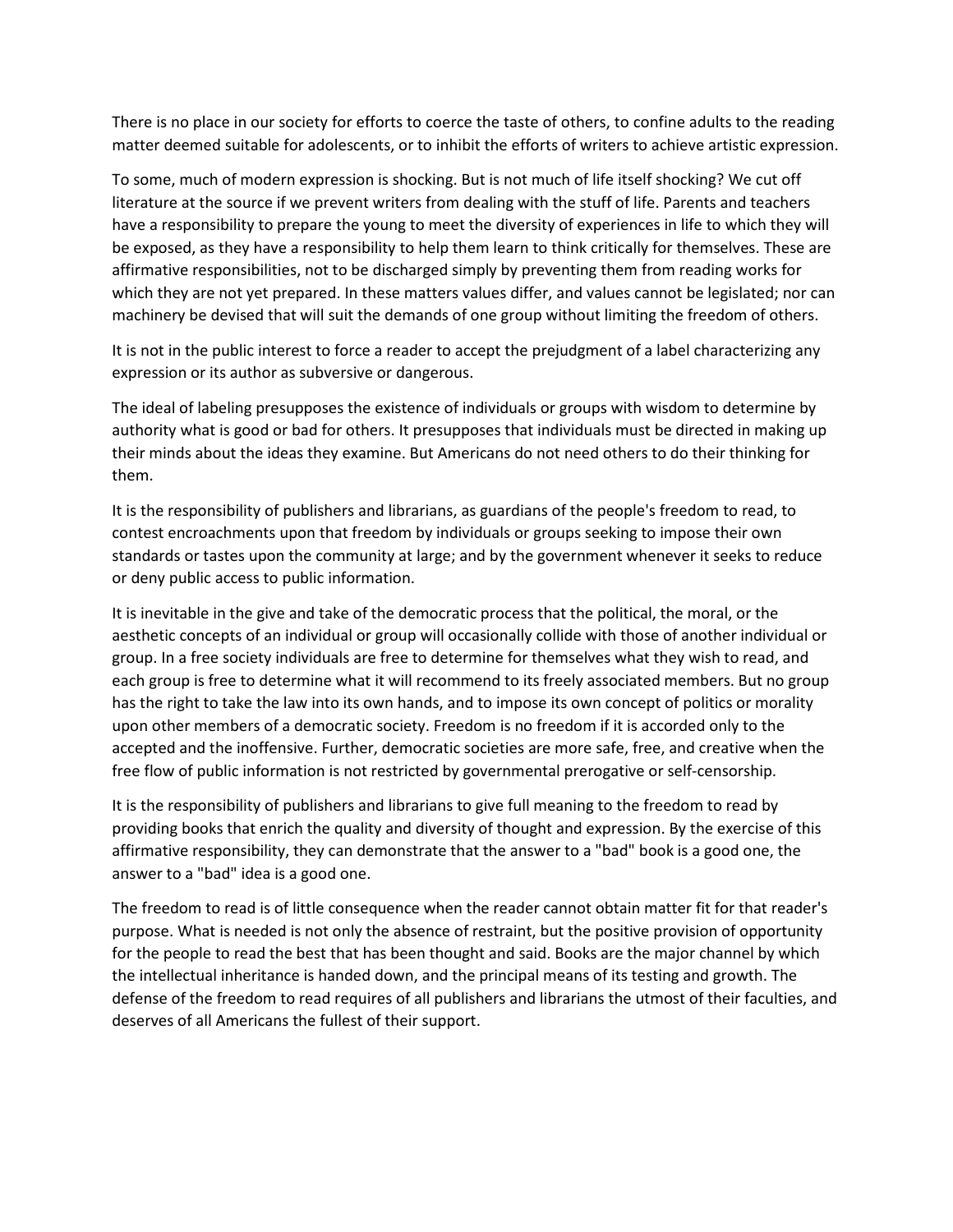There is no place in our society for efforts to coerce the taste of others, to confine adults to the reading matter deemed suitable for adolescents, or to inhibit the efforts of writers to achieve artistic expression.

To some, much of modern expression is shocking. But is not much of life itself shocking? We cut off literature at the source if we prevent writers from dealing with the stuff of life. Parents and teachers have a responsibility to prepare the young to meet the diversity of experiences in life to which they will be exposed, as they have a responsibility to help them learn to think critically for themselves. These are affirmative responsibilities, not to be discharged simply by preventing them from reading works for which they are not yet prepared. In these matters values differ, and values cannot be legislated; nor can machinery be devised that will suit the demands of one group without limiting the freedom of others.

It is not in the public interest to force a reader to accept the prejudgment of a label characterizing any expression or its author as subversive or dangerous.

The ideal of labeling presupposes the existence of individuals or groups with wisdom to determine by authority what is good or bad for others. It presupposes that individuals must be directed in making up their minds about the ideas they examine. But Americans do not need others to do their thinking for them.

It is the responsibility of publishers and librarians, as guardians of the people's freedom to read, to contest encroachments upon that freedom by individuals or groups seeking to impose their own standards or tastes upon the community at large; and by the government whenever it seeks to reduce or deny public access to public information.

It is inevitable in the give and take of the democratic process that the political, the moral, or the aesthetic concepts of an individual or group will occasionally collide with those of another individual or group. In a free society individuals are free to determine for themselves what they wish to read, and each group is free to determine what it will recommend to its freely associated members. But no group has the right to take the law into its own hands, and to impose its own concept of politics or morality upon other members of a democratic society. Freedom is no freedom if it is accorded only to the accepted and the inoffensive. Further, democratic societies are more safe, free, and creative when the free flow of public information is not restricted by governmental prerogative or self-censorship.

It is the responsibility of publishers and librarians to give full meaning to the freedom to read by providing books that enrich the quality and diversity of thought and expression. By the exercise of this affirmative responsibility, they can demonstrate that the answer to a "bad" book is a good one, the answer to a "bad" idea is a good one.

The freedom to read is of little consequence when the reader cannot obtain matter fit for that reader's purpose. What is needed is not only the absence of restraint, but the positive provision of opportunity for the people to read the best that has been thought and said. Books are the major channel by which the intellectual inheritance is handed down, and the principal means of its testing and growth. The defense of the freedom to read requires of all publishers and librarians the utmost of their faculties, and deserves of all Americans the fullest of their support.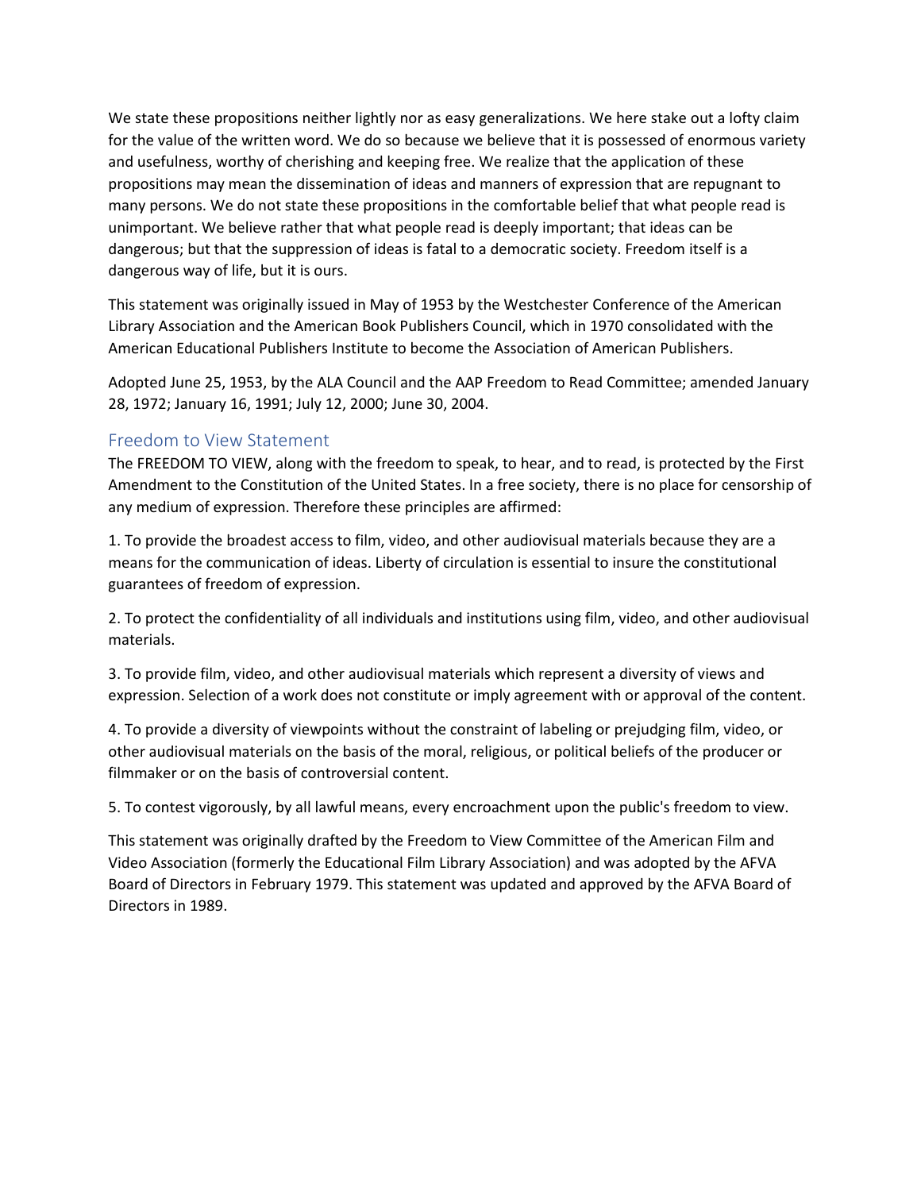We state these propositions neither lightly nor as easy generalizations. We here stake out a lofty claim for the value of the written word. We do so because we believe that it is possessed of enormous variety and usefulness, worthy of cherishing and keeping free. We realize that the application of these propositions may mean the dissemination of ideas and manners of expression that are repugnant to many persons. We do not state these propositions in the comfortable belief that what people read is unimportant. We believe rather that what people read is deeply important; that ideas can be dangerous; but that the suppression of ideas is fatal to a democratic society. Freedom itself is a dangerous way of life, but it is ours.

This statement was originally issued in May of 1953 by the Westchester Conference of the American Library Association and the American Book Publishers Council, which in 1970 consolidated with the American Educational Publishers Institute to become the Association of American Publishers.

Adopted June 25, 1953, by the ALA Council and the AAP Freedom to Read Committee; amended January 28, 1972; January 16, 1991; July 12, 2000; June 30, 2004.

## Freedom to View Statement

The FREEDOM TO VIEW, along with the freedom to speak, to hear, and to read, is protected by the First Amendment to the Constitution of the United States. In a free society, there is no place for censorship of any medium of expression. Therefore these principles are affirmed:

1. To provide the broadest access to film, video, and other audiovisual materials because they are a means for the communication of ideas. Liberty of circulation is essential to insure the constitutional guarantees of freedom of expression.

2. To protect the confidentiality of all individuals and institutions using film, video, and other audiovisual materials.

3. To provide film, video, and other audiovisual materials which represent a diversity of views and expression. Selection of a work does not constitute or imply agreement with or approval of the content.

4. To provide a diversity of viewpoints without the constraint of labeling or prejudging film, video, or other audiovisual materials on the basis of the moral, religious, or political beliefs of the producer or filmmaker or on the basis of controversial content.

5. To contest vigorously, by all lawful means, every encroachment upon the public's freedom to view.

This statement was originally drafted by the Freedom to View Committee of the American Film and Video Association (formerly the Educational Film Library Association) and was adopted by the AFVA Board of Directors in February 1979. This statement was updated and approved by the AFVA Board of Directors in 1989.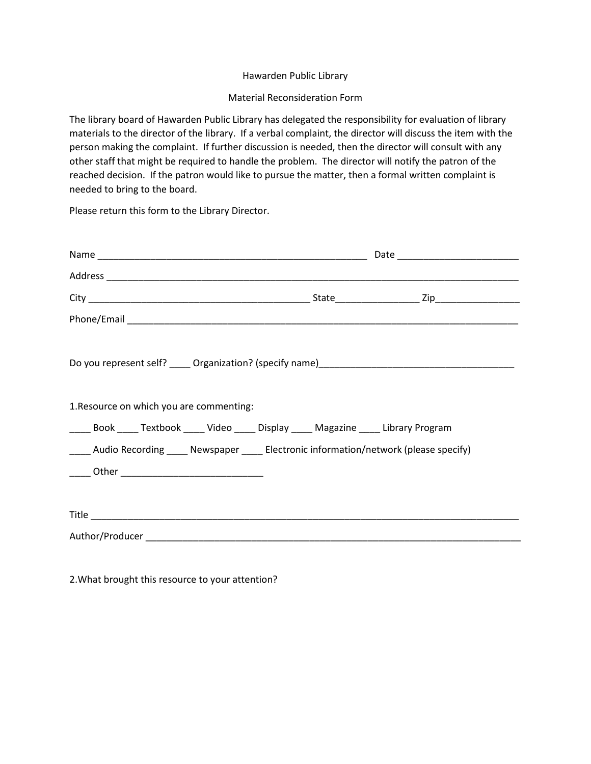Hawarden Public Library

Material Reconsideration Form

The library board of Hawarden Public Library has delegated the responsibility for evaluation of library materials to the director of the library. If a verbal complaint, the director will discuss the item with the person making the complaint. If further discussion is needed, then the director will consult with any other staff that might be required to handle the problem. The director will notify the patron of the reached decision. If the patron would like to pursue the matter, then a formal written complaint is needed to bring to the board.

Please return this form to the Library Director.

Name ____________________________________________________ Date _______________________

Address ________________________________________________________________________________

City __________________________________________ State_______________ Zip________________

Phone/Email ____________________________________________________________________________

Do you represent self? ____ Organization? (specify name)_____________________________________

1.Resource on which you are commenting:

____ Book ____ Textbook ____ Video ____ Display ____ Magazine ____ Library Program

____ Audio Recording ____ Newspaper ____ Electronic information/network (please specify)

____ Other __________________________

Title __________________________________________________________________________________

Author/Producer __________________________________________________________________________

2.What brought this resource to your attention?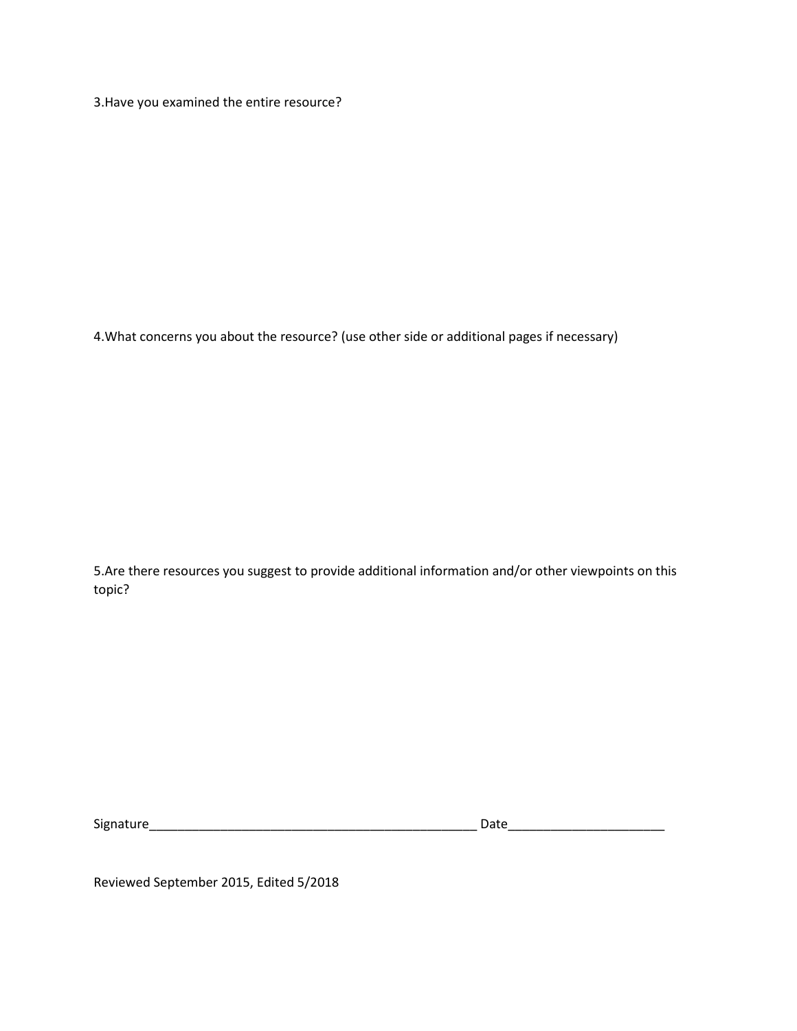3.Have you examined the entire resource?

4.What concerns you about the resource? (use other side or additional pages if necessary)

5.Are there resources you suggest to provide additional information and/or other viewpoints on this topic?

Signature_______________________________________________ Date______________________

Reviewed September 2015, Edited 5/2018